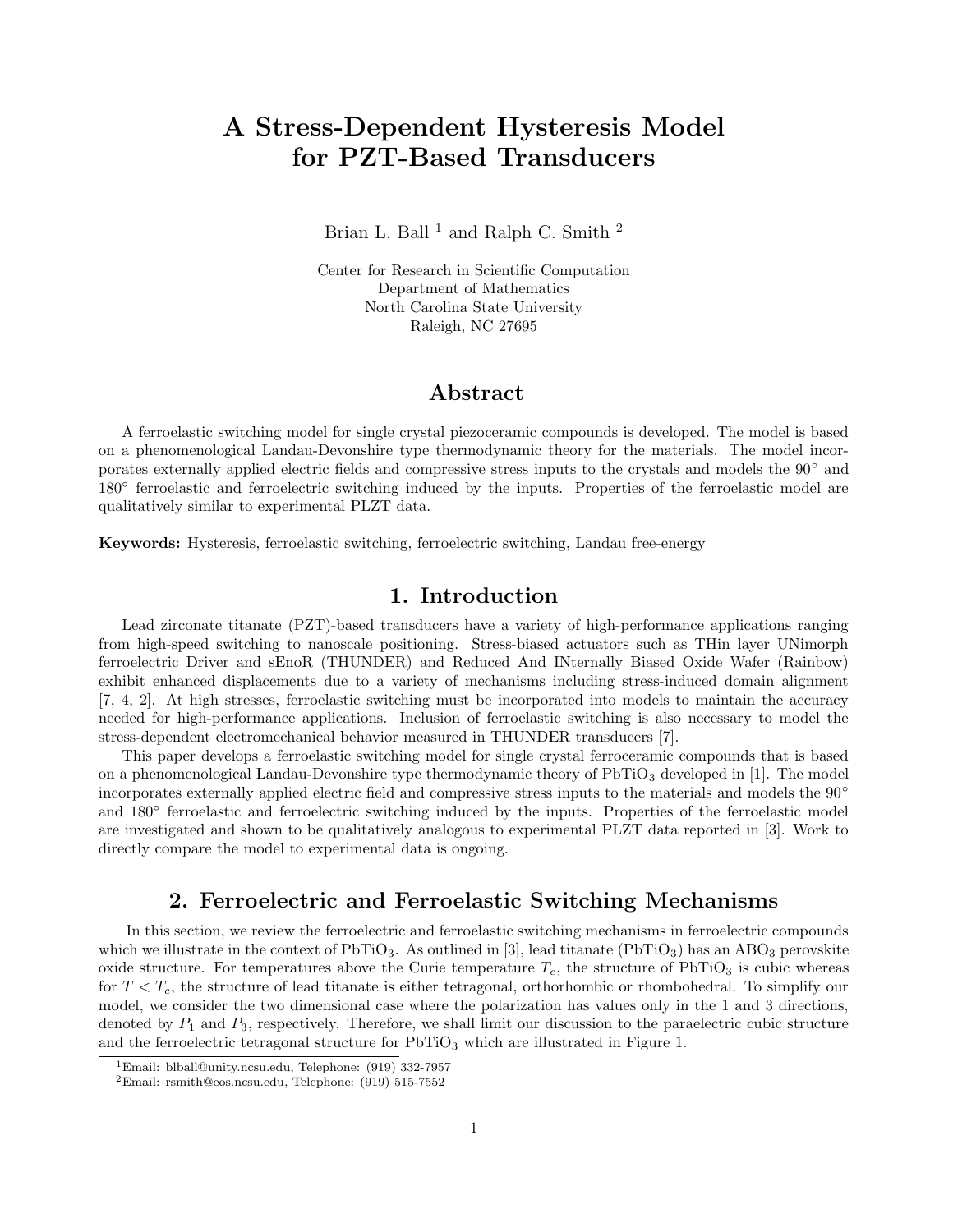# A Stress-Dependent Hysteresis Model for PZT-Based Transducers

Brian L. Ball [1] and Ralph C. Smith [2]

Center for Research in Scientific Computation
Department of Mathematics
North Carolina State University
Raleigh, NC 27695

## Abstract

A ferroelastic switching model for single crystal piezoceramic compounds is developed. The model is based on a phenomenological Landau-Devonshire type thermodynamic theory for the materials. The model incorporates externally applied electric fields and compressive stress inputs to the crystals and models the 90° and 180° ferroelastic and ferroelectric switching induced by the inputs. Properties of the ferroelastic model are qualitatively similar to experimental PLZT data.

**Keywords:** Hysteresis, ferroelastic switching, ferroelectric switching, Landau free-energy

## 1. Introduction

Lead zirconate titanate (PZT)-based transducers have a variety of high-performance applications ranging from high-speed switching to nanoscale positioning. Stress-biased actuators such as THin layer UNimorph ferroelectric Driver and sEnoR (THUNDER) and Reduced And INternally Biased Oxide Wafer (Rainbow) exhibit enhanced displacements due to a variety of mechanisms including stress-induced domain alignment [7, 4, 2]. At high stresses, ferroelastic switching must be incorporated into models to maintain the accuracy needed for high-performance applications. Inclusion of ferroelastic switching is also necessary to model the stress-dependent electromechanical behavior measured in THUNDER transducers [7].

This paper develops a ferroelastic switching model for single crystal ferroceramic compounds that is based on a phenomenological Landau-Devonshire type thermodynamic theory of $PbTiO_3$ developed in [1]. The model incorporates externally applied electric field and compressive stress inputs to the materials and models the 90° and 180° ferroelastic and ferroelectric switching induced by the inputs. Properties of the ferroelastic model are investigated and shown to be qualitatively analogous to experimental PLZT data reported in [3]. Work to directly compare the model to experimental data is ongoing.

## 2. Ferroelectric and Ferroelastic Switching Mechanisms

In this section, we review the ferroelectric and ferroelastic switching mechanisms in ferroelectric compounds which we illustrate in the context of $PbTiO_3$. As outlined in [3], lead titanate ($PbTiO_3$) has an $ABO_3$ perovskite oxide structure. For temperatures above the Curie temperature $T_c$, the structure of $PbTiO_3$ is cubic whereas for $T < T_c$, the structure of lead titanate is either tetragonal, orthorhombic or rhombohedral. To simplify our model, we consider the two dimensional case where the polarization has values only in the 1 and 3 directions, denoted by $P_1$ and $P_3$, respectively. Therefore, we shall limit our discussion to the paraelectric cubic structure and the ferroelectric tetragonal structure for $PbTiO_3$ which are illustrated in Figure 1.

[1] Email: blball@unity.ncsu.edu, Telephone: (919) 332-7957

[2] Email: rsmith@eos.ncsu.edu, Telephone: (919) 515-7552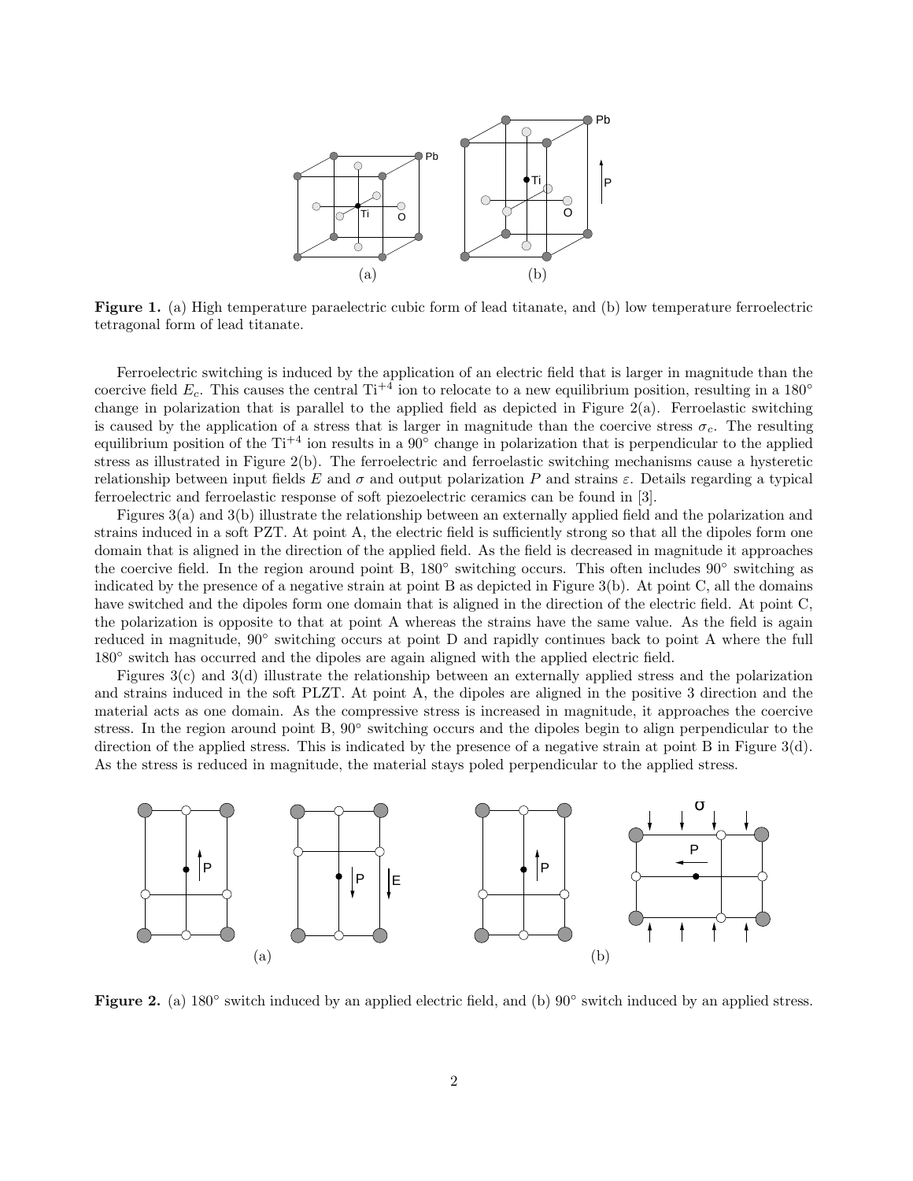**Figure 1.** (a) High temperature paraelectric cubic form of lead titanate, and (b) low temperature ferroelectric tetragonal form of lead titanate.

Ferroelectric switching is induced by the application of an electric field that is larger in magnitude than the coercive field $E_c$. This causes the central $Ti^{+4}$ ion to relocate to a new equilibrium position, resulting in a 180° change in polarization that is parallel to the applied field as depicted in Figure 2(a). Ferroelastic switching is caused by the application of a stress that is larger in magnitude than the coercive stress $\sigma_c$. The resulting equilibrium position of the $Ti^{+4}$ ion results in a 90° change in polarization that is perpendicular to the applied stress as illustrated in Figure 2(b). The ferroelectric and ferroelastic switching mechanisms cause a hysteretic relationship between input fields $E$ and $\sigma$ and output polarization $P$ and strains $\varepsilon$. Details regarding a typical ferroelectric and ferroelastic response of soft piezoelectric ceramics can be found in [3].

Figures 3(a) and 3(b) illustrate the relationship between an externally applied field and the polarization and strains induced in a soft PZT. At point A, the electric field is sufficiently strong so that all the dipoles form one domain that is aligned in the direction of the applied field. As the field is decreased in magnitude it approaches the coercive field. In the region around point B, 180° switching occurs. This often includes 90° switching as indicated by the presence of a negative strain at point B as depicted in Figure 3(b). At point C, all the domains have switched and the dipoles form one domain that is aligned in the direction of the electric field. At point C, the polarization is opposite to that at point A whereas the strains have the same value. As the field is again reduced in magnitude, 90° switching occurs at point D and rapidly continues back to point A where the full 180° switch has occurred and the dipoles are again aligned with the applied electric field.

Figures 3(c) and 3(d) illustrate the relationship between an externally applied stress and the polarization and strains induced in the soft PLZT. At point A, the dipoles are aligned in the positive 3 direction and the material acts as one domain. As the compressive stress is increased in magnitude, it approaches the coercive stress. In the region around point B, 90° switching occurs and the dipoles begin to align perpendicular to the direction of the applied stress. This is indicated by the presence of a negative strain at point B in Figure 3(d). As the stress is reduced in magnitude, the material stays poled perpendicular to the applied stress.

**Figure 2.** (a) 180° switch induced by an applied electric field, and (b) 90° switch induced by an applied stress.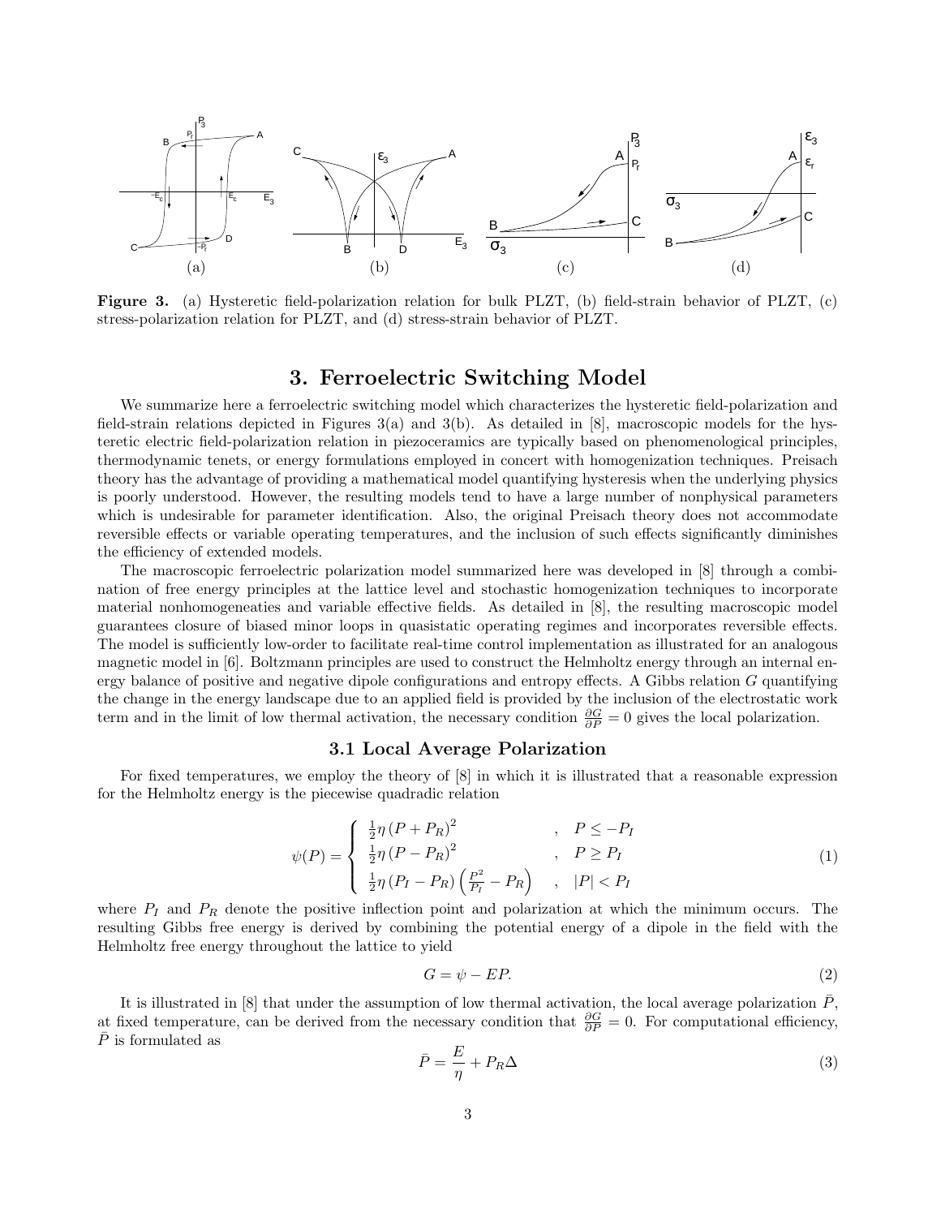**Figure 3.** (a) Hysteretic field-polarization relation for bulk PLZT, (b) field-strain behavior of PLZT, (c) stress-polarization relation for PLZT, and (d) stress-strain behavior of PLZT.

## 3. Ferroelectric Switching Model

We summarize here a ferroelectric switching model which characterizes the hysteretic field-polarization and field-strain relations depicted in Figures 3(a) and 3(b). As detailed in [8], macroscopic models for the hysteretic electric field-polarization relation in piezoceramics are typically based on phenomenological principles, thermodynamic tenets, or energy formulations employed in concert with homogenization techniques. Preisach theory has the advantage of providing a mathematical model quantifying hysteresis when the underlying physics is poorly understood. However, the resulting models tend to have a large number of nonphysical parameters which is undesirable for parameter identification. Also, the original Preisach theory does not accommodate reversible effects or variable operating temperatures, and the inclusion of such effects significantly diminishes the efficiency of extended models.

The macroscopic ferroelectric polarization model summarized here was developed in [8] through a combination of free energy principles at the lattice level and stochastic homogenization techniques to incorporate material nonhomogeneities and variable effective fields. As detailed in [8], the resulting macroscopic model guarantees closure of biased minor loops in quasistatic operating regimes and incorporates reversible effects. The model is sufficiently low-order to facilitate real-time control implementation as illustrated for an analogous magnetic model in [6]. Boltzmann principles are used to construct the Helmholtz energy through an internal energy balance of positive and negative dipole configurations and entropy effects. A Gibbs relation $G$ quantifying the change in the energy landscape due to an applied field is provided by the inclusion of the electrostatic work term and in the limit of low thermal activation, the necessary condition $\frac{\partial G}{\partial P} = 0$ gives the local polarization.

### 3.1 Local Average Polarization

For fixed temperatures, we employ the theory of [8] in which it is illustrated that a reasonable expression for the Helmholtz energy is the piecewise quadradic relation

$$
\psi(P) = \begin{cases} \frac{1}{2}\eta \left(P + P_R\right)^2 & , \quad P \leq -P_I \\ \frac{1}{2}\eta \left(P - P_R\right)^2 & , \quad P \geq P_I \\ \frac{1}{2}\eta \left(P_I - P_R\right)\left(\frac{P^2}{P_I} - P_R\right) & , \quad |P| < P_I \end{cases} \tag{1}
$$

where $P_I$ and $P_R$ denote the positive inflection point and polarization at which the minimum occurs. The resulting Gibbs free energy is derived by combining the potential energy of a dipole in the field with the Helmholtz free energy throughout the lattice to yield

$$
G = \psi - EP. \tag{2}
$$

It is illustrated in [8] that under the assumption of low thermal activation, the local average polarization $\bar{P}$, at fixed temperature, can be derived from the necessary condition that $\frac{\partial G}{\partial P} = 0$. For computational efficiency, $\bar{P}$ is formulated as

$$
\bar{P} = \frac{E}{\eta} + P_R\Delta \tag{3}
$$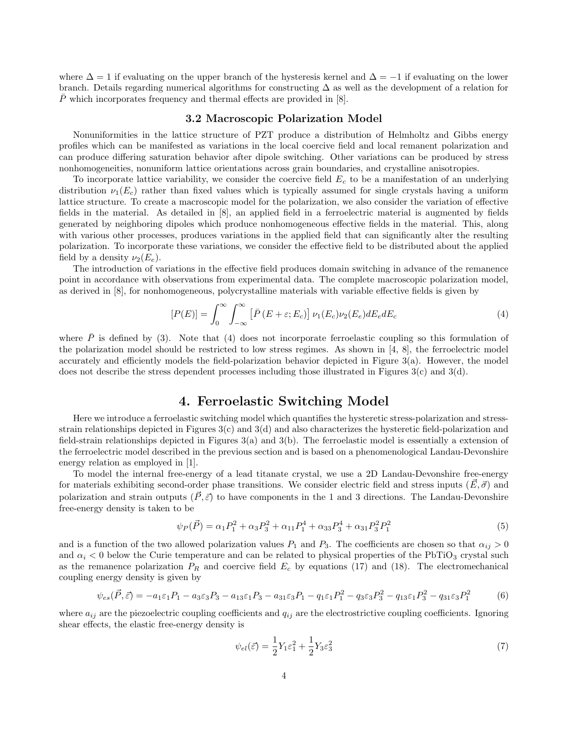where $\Delta = 1$ if evaluating on the upper branch of the hysteresis kernel and $\Delta = -1$ if evaluating on the lower branch. Details regarding numerical algorithms for constructing $\Delta$ as well as the development of a relation for $\bar{P}$ which incorporates frequency and thermal effects are provided in [8].

### 3.2 Macroscopic Polarization Model

Nonuniformities in the lattice structure of PZT produce a distribution of Helmholtz and Gibbs energy profiles which can be manifested as variations in the local coercive field and local remanent polarization and can produce differing saturation behavior after dipole switching. Other variations can be produced by stress nonhomogeneities, nonuniform lattice orientations across grain boundaries, and crystalline anisotropies.

To incorporate lattice variability, we consider the coercive field $E_c$ to be a manifestation of an underlying distribution $\nu_1(E_c)$ rather than fixed values which is typically assumed for single crystals having a uniform lattice structure. To create a macroscopic model for the polarization, we also consider the variation of effective fields in the material. As detailed in [8], an applied field in a ferroelectric material is augmented by fields generated by neighboring dipoles which produce nonhomogeneous effective fields in the material. This, along with various other processes, produces variations in the applied field that can significantly alter the resulting polarization. To incorporate these variations, we consider the effective field to be distributed about the applied field by a density $\nu_2(E_e)$.

The introduction of variations in the effective field produces domain switching in advance of the remanence point in accordance with observations from experimental data. The complete macroscopic polarization model, as derived in [8], for nonhomogeneous, polycrystalline materials with variable effective fields is given by

$$[P(E)] = \int_0^\infty \int_{-\infty}^\infty \left[\bar{P}\left(E + \varepsilon; E_c\right)\right] \nu_1(E_c)\nu_2(E_e) dE_e dE_c \tag{4}$$

where $\bar{P}$ is defined by (3). Note that (4) does not incorporate ferroelastic coupling so this formulation of the polarization model should be restricted to low stress regimes. As shown in [4, 8], the ferroelectric model accurately and efficiently models the field-polarization behavior depicted in Figure 3(a). However, the model does not describe the stress dependent processes including those illustrated in Figures 3(c) and 3(d).

## 4. Ferroelastic Switching Model

Here we introduce a ferroelastic switching model which quantifies the hysteretic stress-polarization and stress-strain relationships depicted in Figures 3(c) and 3(d) and also characterizes the hysteretic field-polarization and field-strain relationships depicted in Figures 3(a) and 3(b). The ferroelastic model is essentially a extension of the ferroelectric model described in the previous section and is based on a phenomenological Landau-Devonshire energy relation as employed in [1].

To model the internal free-energy of a lead titanate crystal, we use a 2D Landau-Devonshire free-energy for materials exhibiting second-order phase transitions. We consider electric field and stress inputs $(\vec{E}, \vec{\sigma})$ and polarization and strain outputs $(\vec{P}, \vec{\varepsilon})$ to have components in the 1 and 3 directions. The Landau-Devonshire free-energy density is taken to be

$$\psi_P(\vec{P}) = \alpha_1 P_1^2 + \alpha_3 P_3^2 + \alpha_{11} P_1^4 + \alpha_{33} P_3^4 + \alpha_{31} P_3^2 P_1^2 \tag{5}$$

and is a function of the two allowed polarization values $P_1$ and $P_3$. The coefficients are chosen so that $\alpha_{ij} > 0$ and $\alpha_i < 0$ below the Curie temperature and can be related to physical properties of the $PbTiO_3$ crystal such as the remanence polarization $P_R$ and coercive field $E_c$ by equations (17) and (18). The electromechanical coupling energy density is given by

$$\psi_{es}(\vec{P}, \vec{\varepsilon}) = -a_1\varepsilon_1 P_1 - a_3\varepsilon_3 P_3 - a_{13}\varepsilon_1 P_3 - a_{31}\varepsilon_3 P_1 - q_1\varepsilon_1 P_1^2 - q_3\varepsilon_3 P_3^2 - q_{13}\varepsilon_1 P_3^2 - q_{31}\varepsilon_3 P_1^2 \tag{6}$$

where $a_{ij}$ are the piezoelectric coupling coefficients and $q_{ij}$ are the electrostrictive coupling coefficients. Ignoring shear effects, the elastic free-energy density is

$$\psi_{el}(\vec{\varepsilon}) = \frac{1}{2} Y_1 \varepsilon_1^2 + \frac{1}{2} Y_3 \varepsilon_3^2 \tag{7}$$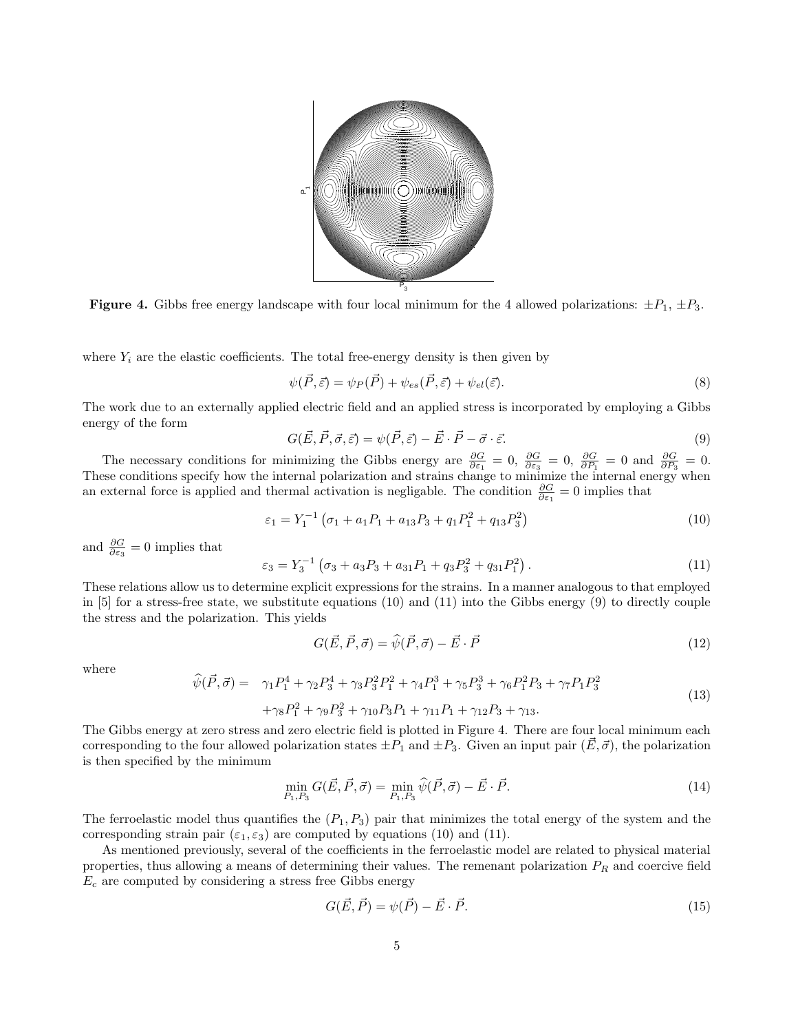**Figure 4.** Gibbs free energy landscape with four local minimum for the 4 allowed polarizations: $\pm P_1$, $\pm P_3$.

where $Y_i$ are the elastic coefficients. The total free-energy density is then given by

$$\psi(\vec{P}, \vec{\varepsilon}) = \psi_P(\vec{P}) + \psi_{es}(\vec{P}, \vec{\varepsilon}) + \psi_{el}(\vec{\varepsilon}). \tag{8}$$

The work due to an externally applied electric field and an applied stress is incorporated by employing a Gibbs energy of the form

$$G(\vec{E}, \vec{P}, \vec{\sigma}, \vec{\varepsilon}) = \psi(\vec{P}, \vec{\varepsilon}) - \vec{E} \cdot \vec{P} - \vec{\sigma} \cdot \vec{\varepsilon}. \tag{9}$$

The necessary conditions for minimizing the Gibbs energy are $\frac{\partial G}{\partial \varepsilon_1} = 0$, $\frac{\partial G}{\partial \varepsilon_3} = 0$, $\frac{\partial G}{\partial P_1} = 0$ and $\frac{\partial G}{\partial P_3} = 0$. These conditions specify how the internal polarization and strains change to minimize the internal energy when an external force is applied and thermal activation is negligable. The condition $\frac{\partial G}{\partial \varepsilon_1} = 0$ implies that

$$\varepsilon_1 = Y_1^{-1}\left(\sigma_1 + a_1 P_1 + a_{13} P_3 + q_1 P_1^2 + q_{13} P_3^2\right) \tag{10}$$

and $\frac{\partial G}{\partial \varepsilon_3} = 0$ implies that

$$\varepsilon_3 = Y_3^{-1}\left(\sigma_3 + a_3 P_3 + a_{31} P_1 + q_3 P_3^2 + q_{31} P_1^2\right). \tag{11}$$

These relations allow us to determine explicit expressions for the strains. In a manner analogous to that employed in [5] for a stress-free state, we substitute equations (10) and (11) into the Gibbs energy (9) to directly couple the stress and the polarization. This yields

$$G(\vec{E}, \vec{P}, \vec{\sigma}) = \widehat{\psi}(\vec{P}, \vec{\sigma}) - \vec{E} \cdot \vec{P} \tag{12}$$

where

$$\begin{aligned}
\widehat{\psi}(\vec{P}, \vec{\sigma}) = \;& \gamma_1 P_1^4 + \gamma_2 P_3^4 + \gamma_3 P_3^2 P_1^2 + \gamma_4 P_1^3 + \gamma_5 P_3^3 + \gamma_6 P_1^2 P_3 + \gamma_7 P_1 P_3^2 \\
& + \gamma_8 P_1^2 + \gamma_9 P_3^2 + \gamma_{10} P_3 P_1 + \gamma_{11} P_1 + \gamma_{12} P_3 + \gamma_{13}.
\end{aligned} \tag{13}$$

The Gibbs energy at zero stress and zero electric field is plotted in Figure 4. There are four local minimum each corresponding to the four allowed polarization states $\pm P_1$ and $\pm P_3$. Given an input pair $(\vec{E}, \vec{\sigma})$, the polarization is then specified by the minimum

$$\min_{P_1, P_3} G(\vec{E}, \vec{P}, \vec{\sigma}) = \min_{P_1, P_3} \widehat{\psi}(\vec{P}, \vec{\sigma}) - \vec{E} \cdot \vec{P}. \tag{14}$$

The ferroelastic model thus quantifies the $(P_1, P_3)$ pair that minimizes the total energy of the system and the corresponding strain pair $(\varepsilon_1, \varepsilon_3)$ are computed by equations (10) and (11).

As mentioned previously, several of the coefficients in the ferroelastic model are related to physical material properties, thus allowing a means of determining their values. The remenant polarization $P_R$ and coercive field $E_c$ are computed by considering a stress free Gibbs energy

$$G(\vec{E}, \vec{P}) = \psi(\vec{P}) - \vec{E} \cdot \vec{P}. \tag{15}$$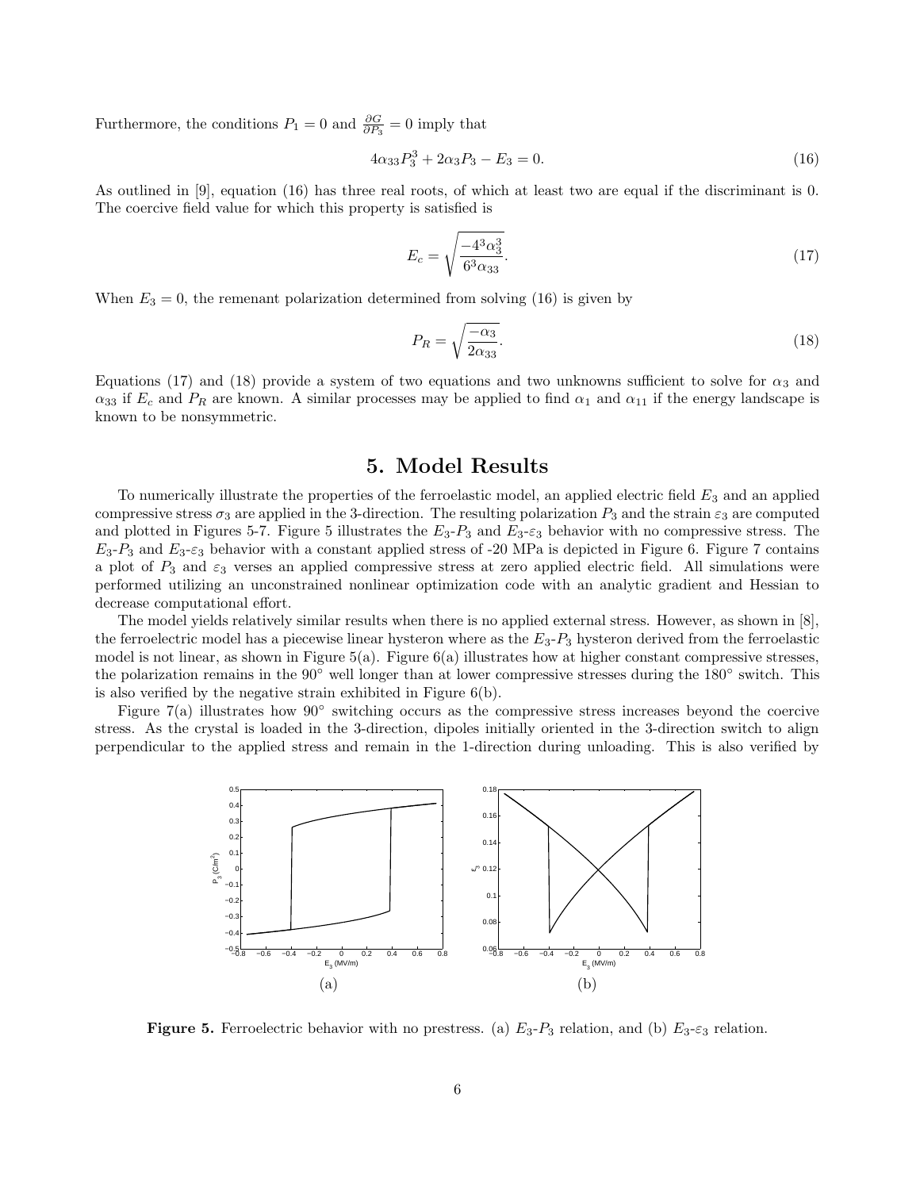Furthermore, the conditions $P_1 = 0$ and $\frac{\partial G}{\partial P_3} = 0$ imply that

$$4\alpha_{33}P_3^3 + 2\alpha_3 P_3 - E_3 = 0. \tag{16}$$

As outlined in [9], equation (16) has three real roots, of which at least two are equal if the discriminant is 0. The coercive field value for which this property is satisfied is

$$E_c = \sqrt{\frac{-4^3\alpha_3^3}{6^3\alpha_{33}}}. \tag{17}$$

When $E_3 = 0$, the remenant polarization determined from solving (16) is given by

$$P_R = \sqrt{\frac{-\alpha_3}{2\alpha_{33}}}. \tag{18}$$

Equations (17) and (18) provide a system of two equations and two unknowns sufficient to solve for $\alpha_3$ and $\alpha_{33}$ if $E_c$ and $P_R$ are known. A similar processes may be applied to find $\alpha_1$ and $\alpha_{11}$ if the energy landscape is known to be nonsymmetric.

# 5. Model Results

To numerically illustrate the properties of the ferroelastic model, an applied electric field $E_3$ and an applied compressive stress $\sigma_3$ are applied in the 3-direction. The resulting polarization $P_3$ and the strain $\varepsilon_3$ are computed and plotted in Figures 5-7. Figure 5 illustrates the $E_3$-$P_3$ and $E_3$-$\varepsilon_3$ behavior with no compressive stress. The $E_3$-$P_3$ and $E_3$-$\varepsilon_3$ behavior with a constant applied stress of -20 MPa is depicted in Figure 6. Figure 7 contains a plot of $P_3$ and $\varepsilon_3$ verses an applied compressive stress at zero applied electric field. All simulations were performed utilizing an unconstrained nonlinear optimization code with an analytic gradient and Hessian to decrease computational effort.

The model yields relatively similar results when there is no applied external stress. However, as shown in [8], the ferroelectric model has a piecewise linear hysteron where as the $E_3$-$P_3$ hysteron derived from the ferroelastic model is not linear, as shown in Figure 5(a). Figure 6(a) illustrates how at higher constant compressive stresses, the polarization remains in the 90° well longer than at lower compressive stresses during the 180° switch. This is also verified by the negative strain exhibited in Figure 6(b).

Figure 7(a) illustrates how 90° switching occurs as the compressive stress increases beyond the coercive stress. As the crystal is loaded in the 3-direction, dipoles initially oriented in the 3-direction switch to align perpendicular to the applied stress and remain in the 1-direction during unloading. This is also verified by

(a) (b)

**Figure 5.** Ferroelectric behavior with no prestress. (a) $E_3$-$P_3$ relation, and (b) $E_3$-$\varepsilon_3$ relation.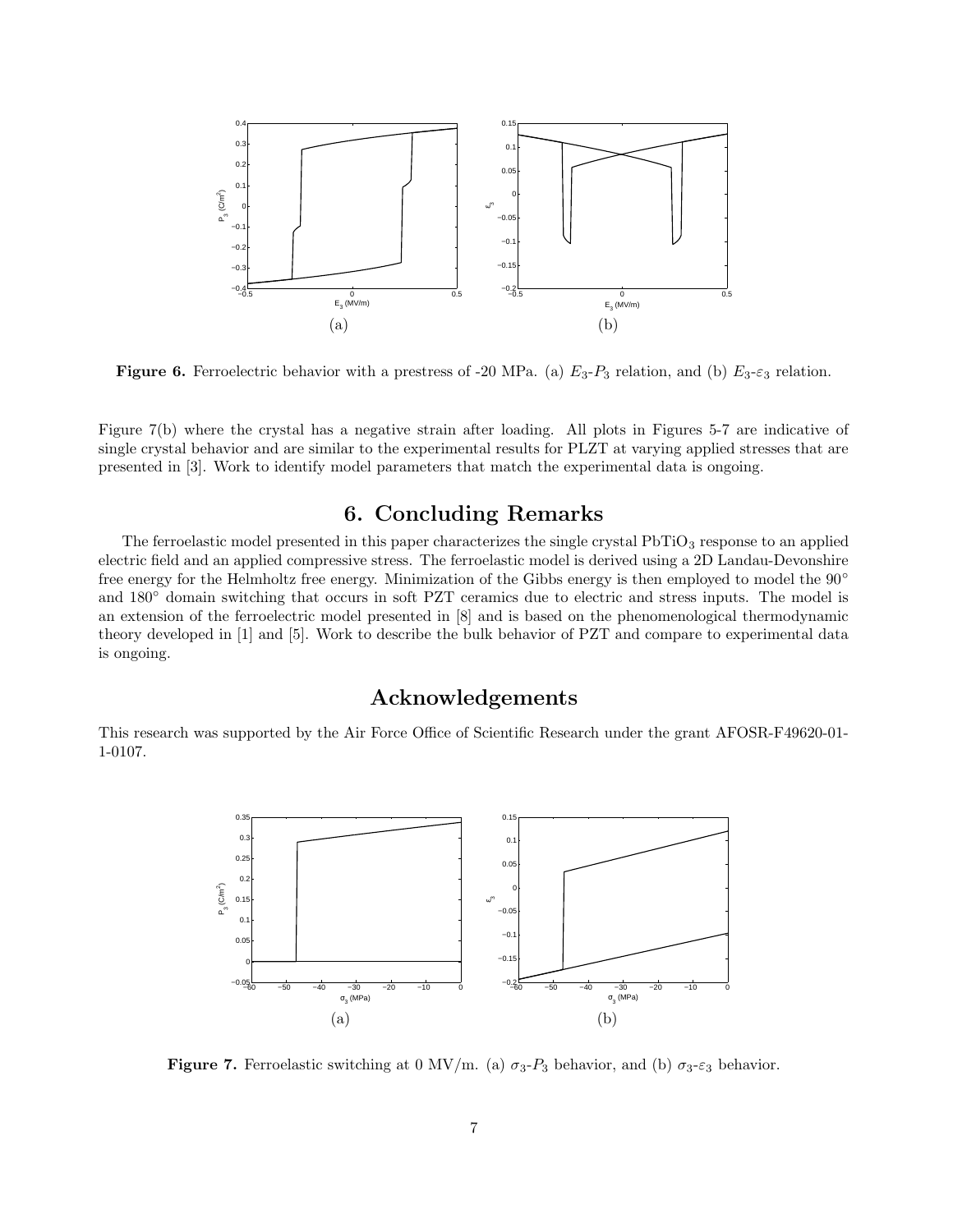**Figure 6.** Ferroelectric behavior with a prestress of -20 MPa. (a) $E_3$-$P_3$ relation, and (b) $E_3$-$\varepsilon_3$ relation.

Figure 7(b) where the crystal has a negative strain after loading. All plots in Figures 5-7 are indicative of single crystal behavior and are similar to the experimental results for PLZT at varying applied stresses that are presented in [3]. Work to identify model parameters that match the experimental data is ongoing.

## 6. Concluding Remarks

The ferroelastic model presented in this paper characterizes the single crystal $PbTiO_3$ response to an applied electric field and an applied compressive stress. The ferroelastic model is derived using a 2D Landau-Devonshire free energy for the Helmholtz free energy. Minimization of the Gibbs energy is then employed to model the 90° and 180° domain switching that occurs in soft PZT ceramics due to electric and stress inputs. The model is an extension of the ferroelectric model presented in [8] and is based on the phenomenological thermodynamic theory developed in [1] and [5]. Work to describe the bulk behavior of PZT and compare to experimental data is ongoing.

## Acknowledgements

This research was supported by the Air Force Office of Scientific Research under the grant AFOSR-F49620-01-1-0107.

**Figure 7.** Ferroelastic switching at 0 MV/m. (a) $\sigma_3$-$P_3$ behavior, and (b) $\sigma_3$-$\varepsilon_3$ behavior.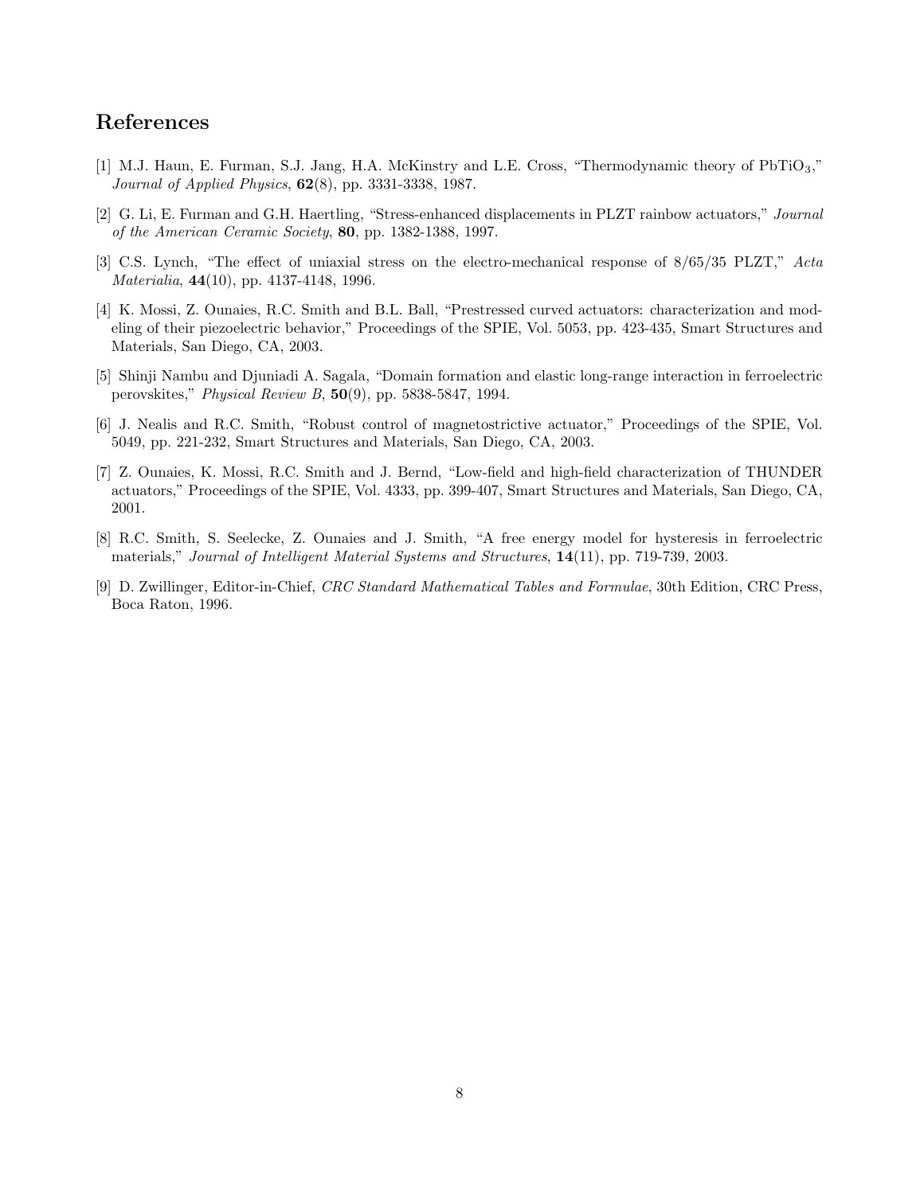# References

[1] M.J. Haun, E. Furman, S.J. Jang, H.A. McKinstry and L.E. Cross, "Thermodynamic theory of $PbTiO_3$," *Journal of Applied Physics*, **62**(8), pp. 3331-3338, 1987.

[2] G. Li, E. Furman and G.H. Haertling, "Stress-enhanced displacements in PLZT rainbow actuators," *Journal of the American Ceramic Society*, **80**, pp. 1382-1388, 1997.

[3] C.S. Lynch, "The effect of uniaxial stress on the electro-mechanical response of 8/65/35 PLZT," *Acta Materialia*, **44**(10), pp. 4137-4148, 1996.

[4] K. Mossi, Z. Ounaies, R.C. Smith and B.L. Ball, "Prestressed curved actuators: characterization and modeling of their piezoelectric behavior," Proceedings of the SPIE, Vol. 5053, pp. 423-435, Smart Structures and Materials, San Diego, CA, 2003.

[5] Shinji Nambu and Djuniadi A. Sagala, "Domain formation and elastic long-range interaction in ferroelectric perovskites," *Physical Review B*, **50**(9), pp. 5838-5847, 1994.

[6] J. Nealis and R.C. Smith, "Robust control of magnetostrictive actuator," Proceedings of the SPIE, Vol. 5049, pp. 221-232, Smart Structures and Materials, San Diego, CA, 2003.

[7] Z. Ounaies, K. Mossi, R.C. Smith and J. Bernd, "Low-field and high-field characterization of THUNDER actuators," Proceedings of the SPIE, Vol. 4333, pp. 399-407, Smart Structures and Materials, San Diego, CA, 2001.

[8] R.C. Smith, S. Seelecke, Z. Ounaies and J. Smith, "A free energy model for hysteresis in ferroelectric materials," *Journal of Intelligent Material Systems and Structures*, **14**(11), pp. 719-739, 2003.

[9] D. Zwillinger, Editor-in-Chief, *CRC Standard Mathematical Tables and Formulae*, 30th Edition, CRC Press, Boca Raton, 1996.